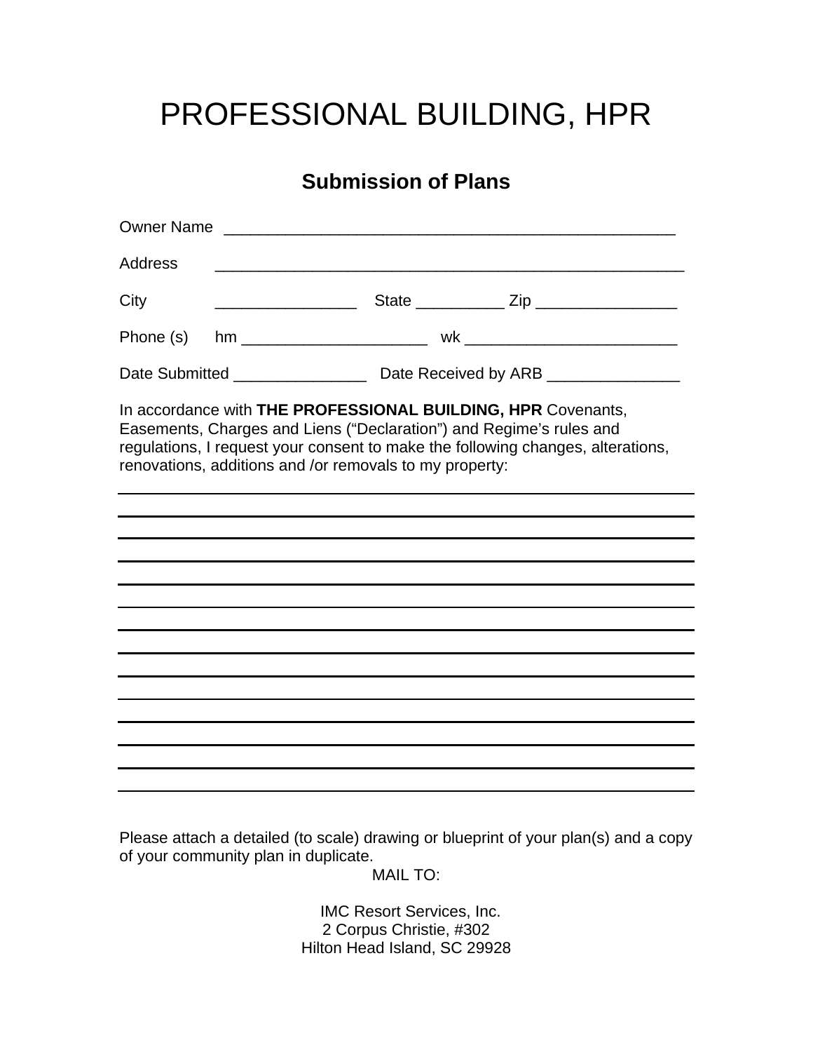# PROFESSIONAL BUILDING, HPR

## Submission of Plans

Owner Name ___________________________________________________

Address ______________________________________________________

City ________________ State __________ Zip ________________

Phone (s) hm _____________________ wk ________________________

Date Submitted _______________ Date Received by ARB _______________

In accordance with **THE PROFESSIONAL BUILDING, HPR** Covenants, Easements, Charges and Liens ("Declaration") and Regime's rules and regulations, I request your consent to make the following changes, alterations, renovations, additions and /or removals to my property:

______________________________________________________________

______________________________________________________________

______________________________________________________________

______________________________________________________________

______________________________________________________________

______________________________________________________________

______________________________________________________________

______________________________________________________________

______________________________________________________________

______________________________________________________________

______________________________________________________________

______________________________________________________________

______________________________________________________________

______________________________________________________________

Please attach a detailed (to scale) drawing or blueprint of your plan(s) and a copy of your community plan in duplicate.

MAIL TO:

IMC Resort Services, Inc.
2 Corpus Christie, #302
Hilton Head Island, SC 29928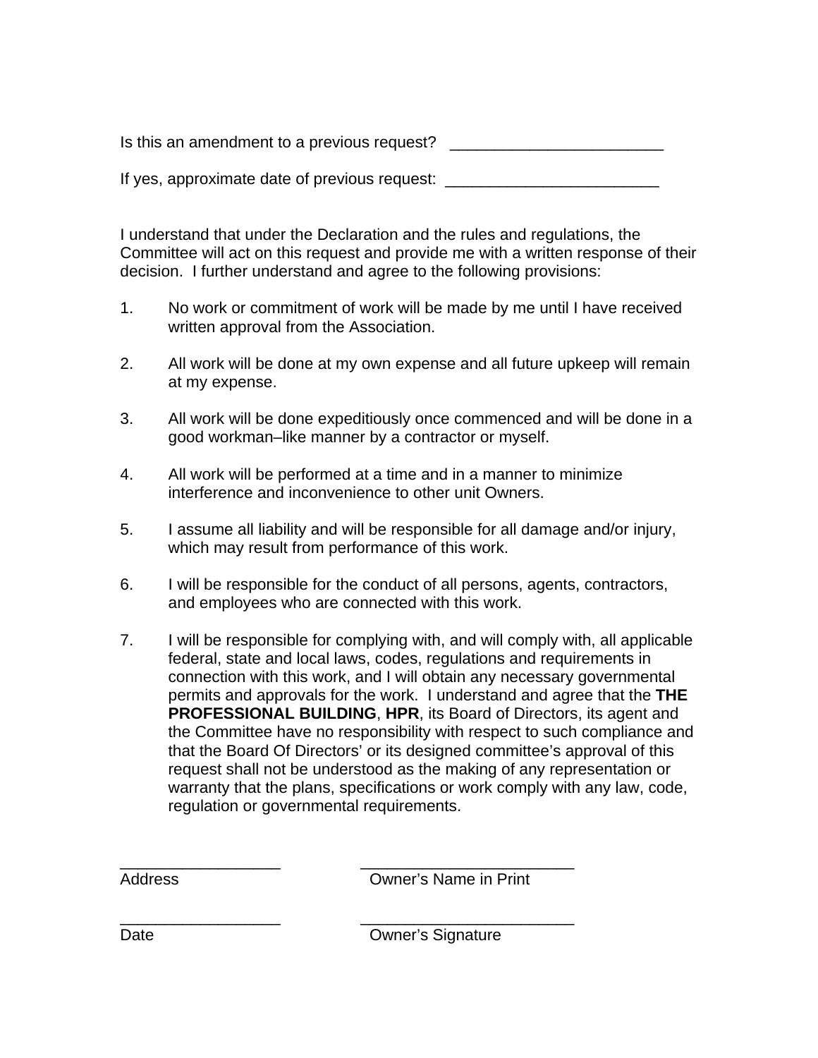Is this an amendment to a previous request? ________________________

If yes, approximate date of previous request: ________________________

I understand that under the Declaration and the rules and regulations, the Committee will act on this request and provide me with a written response of their decision. I further understand and agree to the following provisions:

1. No work or commitment of work will be made by me until I have received written approval from the Association.

2. All work will be done at my own expense and all future upkeep will remain at my expense.

3. All work will be done expeditiously once commenced and will be done in a good workman–like manner by a contractor or myself.

4. All work will be performed at a time and in a manner to minimize interference and inconvenience to other unit Owners.

5. I assume all liability and will be responsible for all damage and/or injury, which may result from performance of this work.

6. I will be responsible for the conduct of all persons, agents, contractors, and employees who are connected with this work.

7. I will be responsible for complying with, and will comply with, all applicable federal, state and local laws, codes, regulations and requirements in connection with this work, and I will obtain any necessary governmental permits and approvals for the work. I understand and agree that the **THE PROFESSIONAL BUILDING**, **HPR**, its Board of Directors, its agent and the Committee have no responsibility with respect to such compliance and that the Board Of Directors' or its designed committee's approval of this request shall not be understood as the making of any representation or warranty that the plans, specifications or work comply with any law, code, regulation or governmental requirements.

__________________ ________________________
Address Owner's Name in Print

__________________ ________________________
Date Owner's Signature